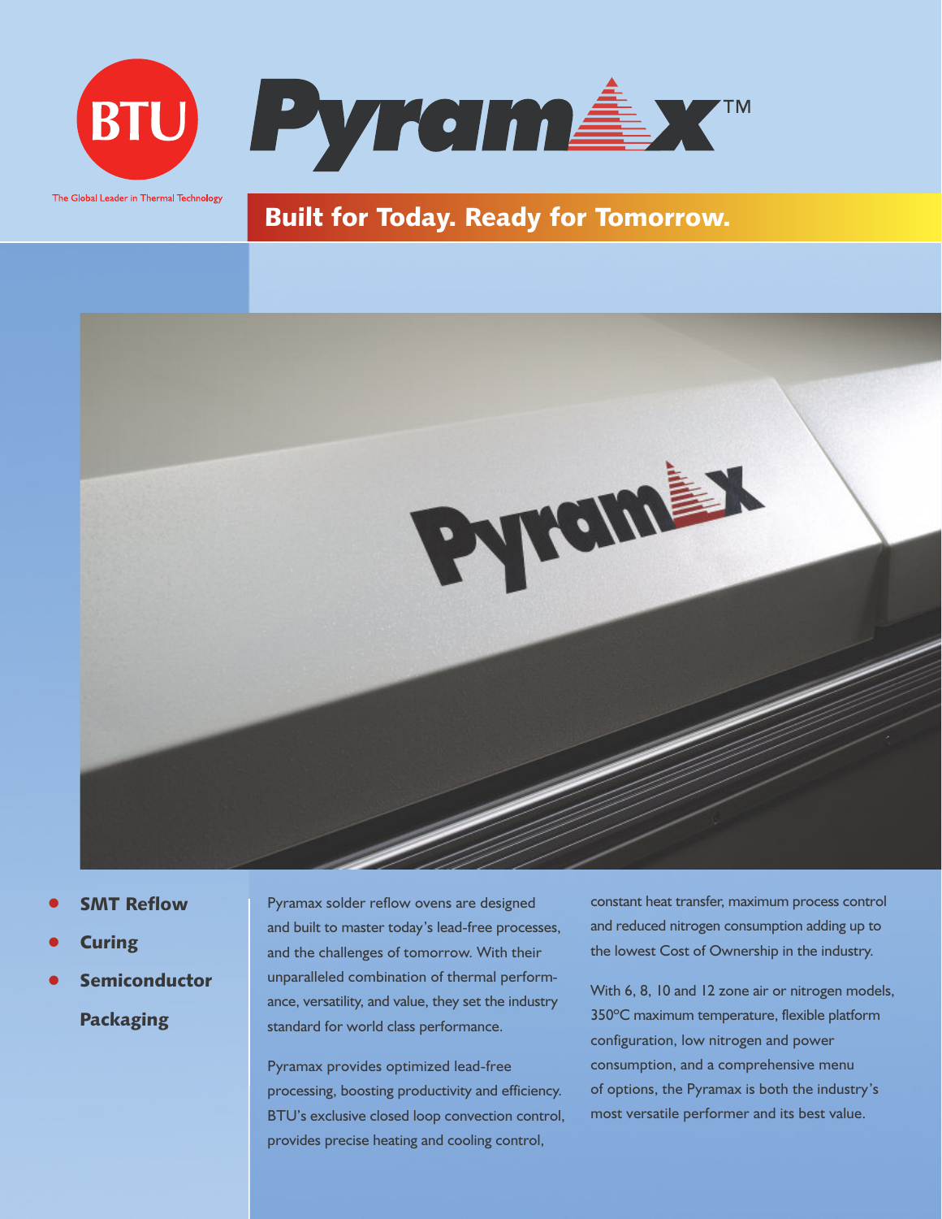# BTU Pyramax™

The Global Leader in Thermal Technology

## Built for Today. Ready for Tomorrow.

- **SMT Reflow**
- **Curing**
- **Semiconductor Packaging**

Pyramax solder reflow ovens are designed and built to master today's lead-free processes, and the challenges of tomorrow. With their unparalleled combination of thermal performance, versatility, and value, they set the industry standard for world class performance.

Pyramax provides optimized lead-free processing, boosting productivity and efficiency. BTU's exclusive closed loop convection control, provides precise heating and cooling control, constant heat transfer, maximum process control and reduced nitrogen consumption adding up to the lowest Cost of Ownership in the industry.

With 6, 8, 10 and 12 zone air or nitrogen models, 350ºC maximum temperature, flexible platform configuration, low nitrogen and power consumption, and a comprehensive menu of options, the Pyramax is both the industry's most versatile performer and its best value.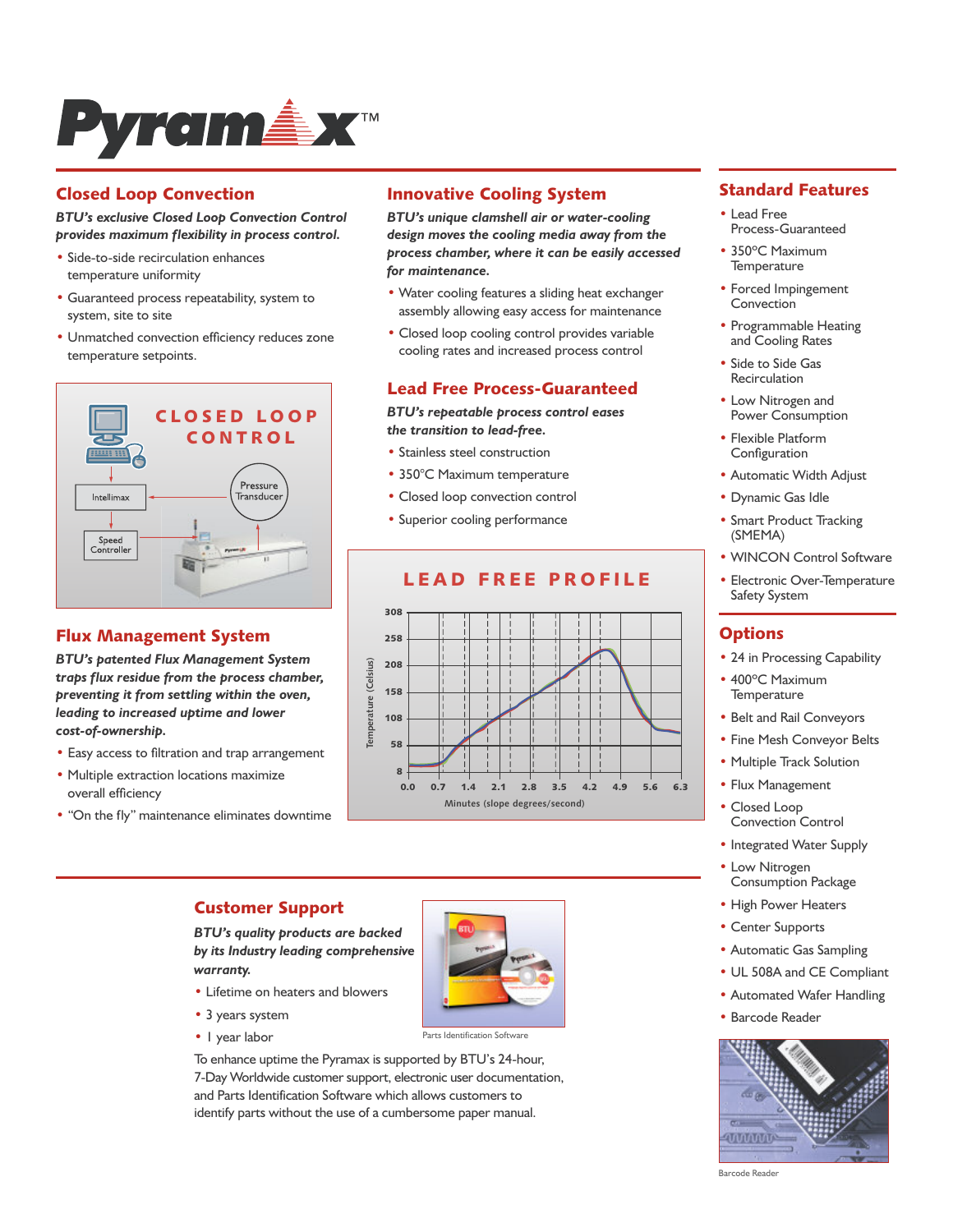# Pyramax™

## Closed Loop Convection

***BTU's exclusive Closed Loop Convection Control provides maximum flexibility in process control.***

- Side-to-side recirculation enhances temperature uniformity
- Guaranteed process repeatability, system to system, site to site
- Unmatched convection efficiency reduces zone temperature setpoints.

CLOSED LOOP CONTROL

Intellimax — Pressure Transducer — Speed Controller

## Flux Management System

***BTU's patented Flux Management System traps flux residue from the process chamber, preventing it from settling within the oven, leading to increased uptime and lower cost-of-ownership.***

- Easy access to filtration and trap arrangement
- Multiple extraction locations maximize overall efficiency
- "On the fly" maintenance eliminates downtime

## Innovative Cooling System

***BTU's unique clamshell air or water-cooling design moves the cooling media away from the process chamber, where it can be easily accessed for maintenance.***

- Water cooling features a sliding heat exchanger assembly allowing easy access for maintenance
- Closed loop cooling control provides variable cooling rates and increased process control

## Lead Free Process-Guaranteed

***BTU's repeatable process control eases the transition to lead-free.***

- Stainless steel construction
- 350°C Maximum temperature
- Closed loop convection control
- Superior cooling performance

LEAD FREE PROFILE

Temperature (Celsius): 8, 58, 108, 158, 208, 258, 308

Minutes (slope degrees/second): 0.0, 0.7, 1.4, 2.1, 2.8, 3.5, 4.2, 4.9, 5.6, 6.3

## Standard Features

- Lead Free Process-Guaranteed
- 350°C Maximum Temperature
- Forced Impingement Convection
- Programmable Heating and Cooling Rates
- Side to Side Gas Recirculation
- Low Nitrogen and Power Consumption
- Flexible Platform Configuration
- Automatic Width Adjust
- Dynamic Gas Idle
- Smart Product Tracking (SMEMA)
- WINCON Control Software
- Electronic Over-Temperature Safety System

## Options

- 24 in Processing Capability
- 400°C Maximum Temperature
- Belt and Rail Conveyors
- Fine Mesh Conveyor Belts
- Multiple Track Solution
- Flux Management
- Closed Loop Convection Control
- Integrated Water Supply
- Low Nitrogen Consumption Package
- High Power Heaters
- Center Supports
- Automatic Gas Sampling
- UL 508A and CE Compliant
- Automated Wafer Handling
- Barcode Reader

Barcode Reader

## Customer Support

***BTU's quality products are backed by its Industry leading comprehensive warranty.***

- Lifetime on heaters and blowers
- 3 years system
- 1 year labor

Parts Identification Software

To enhance uptime the Pyramax is supported by BTU's 24-hour, 7-Day Worldwide customer support, electronic user documentation, and Parts Identification Software which allows customers to identify parts without the use of a cumbersome paper manual.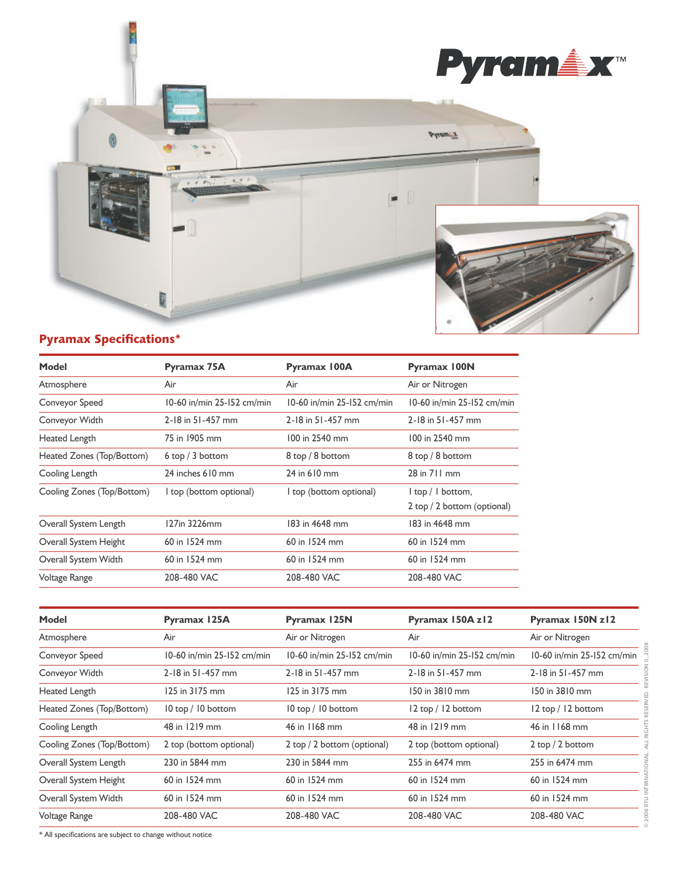## Pyramax Specifications*

| Model | Pyramax 75A | Pyramax 100A | Pyramax 100N |
|---|---|---|---|
| Atmosphere | Air | Air | Air or Nitrogen |
| Conveyor Speed | 10-60 in/min 25-152 cm/min | 10-60 in/min 25-152 cm/min | 10-60 in/min 25-152 cm/min |
| Conveyor Width | 2-18 in 51-457 mm | 2-18 in 51-457 mm | 2-18 in 51-457 mm |
| Heated Length | 75 in 1905 mm | 100 in 2540 mm | 100 in 2540 mm |
| Heated Zones (Top/Bottom) | 6 top / 3 bottom | 8 top / 8 bottom | 8 top / 8 bottom |
| Cooling Length | 24 inches 610 mm | 24 in 610 mm | 28 in 711 mm |
| Cooling Zones (Top/Bottom) | 1 top (bottom optional) | 1 top (bottom optional) | 1 top / 1 bottom, 2 top / 2 bottom (optional) |
| Overall System Length | 127in 3226mm | 183 in 4648 mm | 183 in 4648 mm |
| Overall System Height | 60 in 1524 mm | 60 in 1524 mm | 60 in 1524 mm |
| Overall System Width | 60 in 1524 mm | 60 in 1524 mm | 60 in 1524 mm |
| Voltage Range | 208-480 VAC | 208-480 VAC | 208-480 VAC |

| Model | Pyramax 125A | Pyramax 125N | Pyramax 150A z12 | Pyramax 150N z12 |
|---|---|---|---|---|
| Atmosphere | Air | Air or Nitrogen | Air | Air or Nitrogen |
| Conveyor Speed | 10-60 in/min 25-152 cm/min | 10-60 in/min 25-152 cm/min | 10-60 in/min 25-152 cm/min | 10-60 in/min 25-152 cm/min |
| Conveyor Width | 2-18 in 51-457 mm | 2-18 in 51-457 mm | 2-18 in 51-457 mm | 2-18 in 51-457 mm |
| Heated Length | 125 in 3175 mm | 125 in 3175 mm | 150 in 3810 mm | 150 in 3810 mm |
| Heated Zones (Top/Bottom) | 10 top / 10 bottom | 10 top / 10 bottom | 12 top / 12 bottom | 12 top / 12 bottom |
| Cooling Length | 48 in 1219 mm | 46 in 1168 mm | 48 in 1219 mm | 46 in 1168 mm |
| Cooling Zones (Top/Bottom) | 2 top (bottom optional) | 2 top / 2 bottom (optional) | 2 top (bottom optional) | 2 top / 2 bottom |
| Overall System Length | 230 in 5844 mm | 230 in 5844 mm | 255 in 6474 mm | 255 in 6474 mm |
| Overall System Height | 60 in 1524 mm | 60 in 1524 mm | 60 in 1524 mm | 60 in 1524 mm |
| Overall System Width | 60 in 1524 mm | 60 in 1524 mm | 60 in 1524 mm | 60 in 1524 mm |
| Voltage Range | 208-480 VAC | 208-480 VAC | 208-480 VAC | 208-480 VAC |

* All specifications are subject to change without notice

© 2008 BTU INTERNATIONAL. ALL RIGHTS RESERVED. REVISION 0, 2008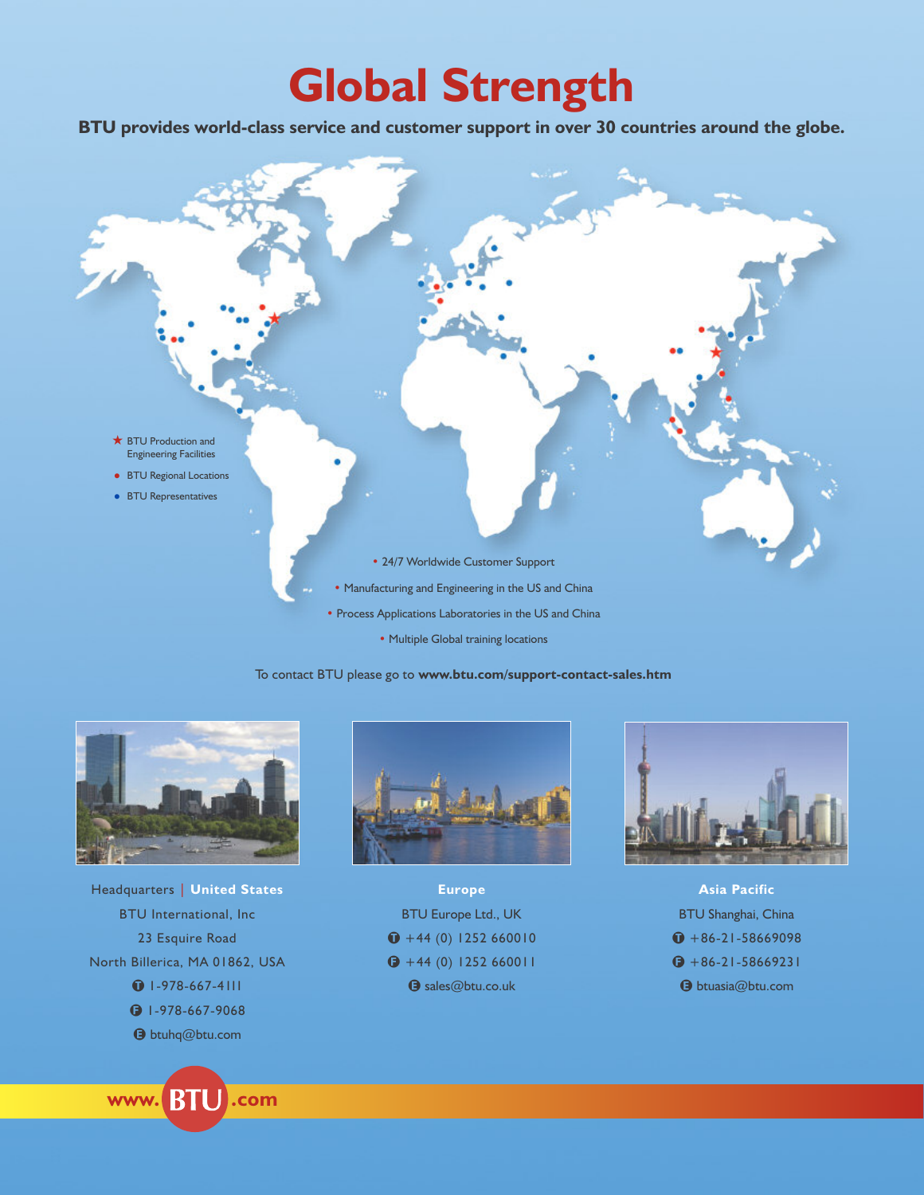# Global Strength

**BTU provides world-class service and customer support in over 30 countries around the globe.**

★ BTU Production and Engineering Facilities

• BTU Regional Locations

• BTU Representatives

- 24/7 Worldwide Customer Support
- Manufacturing and Engineering in the US and China
- Process Applications Laboratories in the US and China
- Multiple Global training locations

To contact BTU please go to **www.btu.com/support-contact-sales.htm**

Headquarters | **United States**

BTU International, Inc
23 Esquire Road
North Billerica, MA 01862, USA
T 1-978-667-4111
F 1-978-667-9068
E btuhq@btu.com

**Europe**

BTU Europe Ltd., UK
T +44 (0) 1252 660010
F +44 (0) 1252 660011
E sales@btu.co.uk

**Asia Pacific**

BTU Shanghai, China
T +86-21-58669098
F +86-21-58669231
E btuasia@btu.com

www.BTU.com